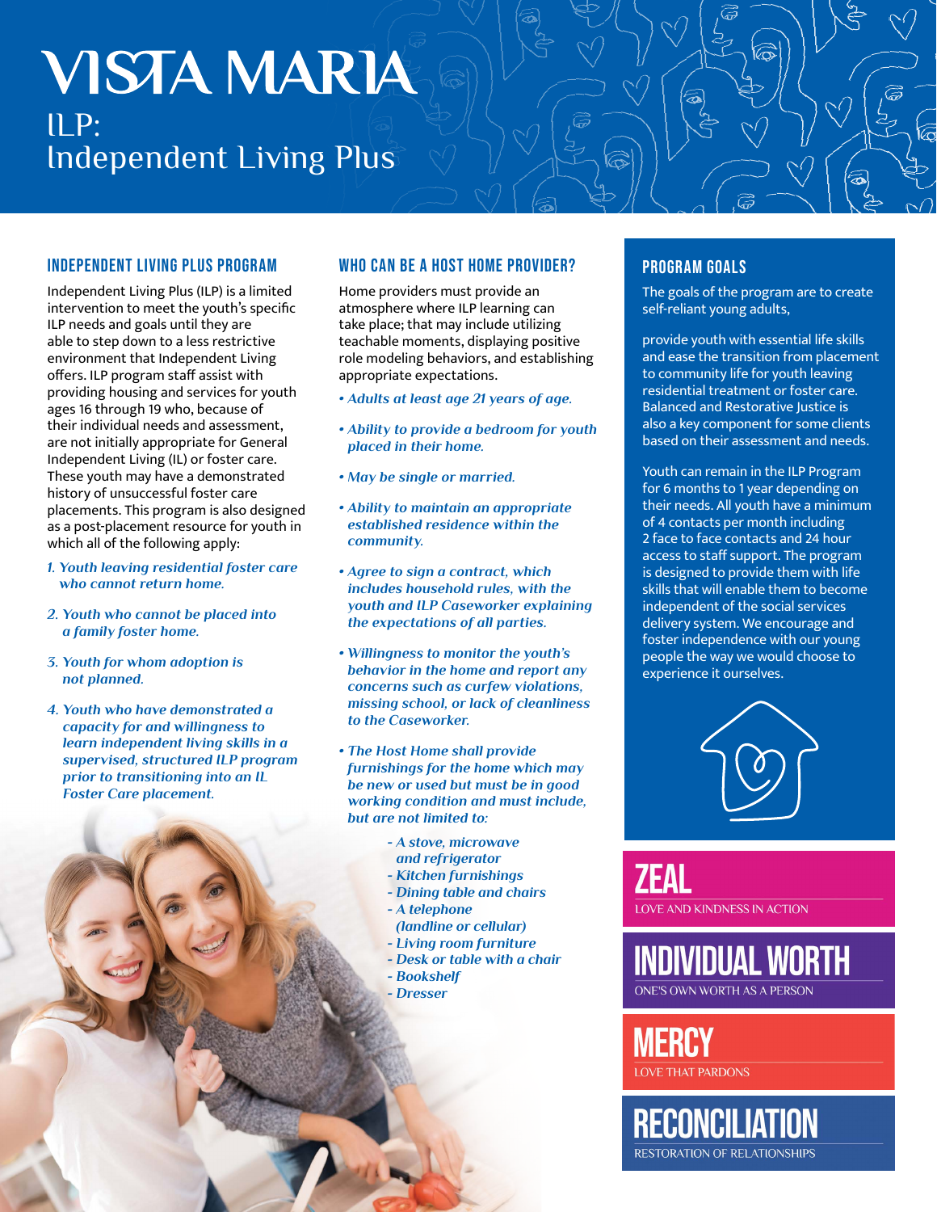# VISTA MARIA

## ILP: Independent Living Plus

### INDEPENDENT LIVING PLUS PROGRAM

Independent Living Plus (ILP) is a limited intervention to meet the youth's specific ILP needs and goals until they are able to step down to a less restrictive environment that Independent Living offers. ILP program staff assist with providing housing and services for youth ages 16 through 19 who, because of their individual needs and assessment, are not initially appropriate for General Independent Living (IL) or foster care. These youth may have a demonstrated history of unsuccessful foster care placements. This program is also designed as a post-placement resource for youth in which all of the following apply:

1. *Youth leaving residential foster care who cannot return home.*
2. *Youth who cannot be placed into a family foster home.*
3. *Youth for whom adoption is not planned.*
4. *Youth who have demonstrated a capacity for and willingness to learn independent living skills in a supervised, structured ILP program prior to transitioning into an IL Foster Care placement.*

### WHO CAN BE A HOST HOME PROVIDER?

Home providers must provide an atmosphere where ILP learning can take place; that may include utilizing teachable moments, displaying positive role modeling behaviors, and establishing appropriate expectations.

- *Adults at least age 21 years of age.*
- *Ability to provide a bedroom for youth placed in their home.*
- *May be single or married.*
- *Ability to maintain an appropriate established residence within the community.*
- *Agree to sign a contract, which includes household rules, with the youth and ILP Caseworker explaining the expectations of all parties.*
- *Willingness to monitor the youth's behavior in the home and report any concerns such as curfew violations, missing school, or lack of cleanliness to the Caseworker.*
- *The Host Home shall provide furnishings for the home which may be new or used but must be in good working condition and must include, but are not limited to:*
  - *A stove, microwave and refrigerator*
  - *Kitchen furnishings*
  - *Dining table and chairs*
  - *A telephone (landline or cellular)*
  - *Living room furniture*
  - *Desk or table with a chair*
  - *Bookshelf*
  - *Dresser*

### PROGRAM GOALS

The goals of the program are to create self-reliant young adults,

provide youth with essential life skills and ease the transition from placement to community life for youth leaving residential treatment or foster care. Balanced and Restorative Justice is also a key component for some clients based on their assessment and needs.

Youth can remain in the ILP Program for 6 months to 1 year depending on their needs. All youth have a minimum of 4 contacts per month including 2 face to face contacts and 24 hour access to staff support. The program is designed to provide them with life skills that will enable them to become independent of the social services delivery system. We encourage and foster independence with our young people the way we would choose to experience it ourselves.

**ZEAL**
LOVE AND KINDNESS IN ACTION

**INDIVIDUAL WORTH**
ONE'S OWN WORTH AS A PERSON

**MERCY**
LOVE THAT PARDONS

**RECONCILIATION**
RESTORATION OF RELATIONSHIPS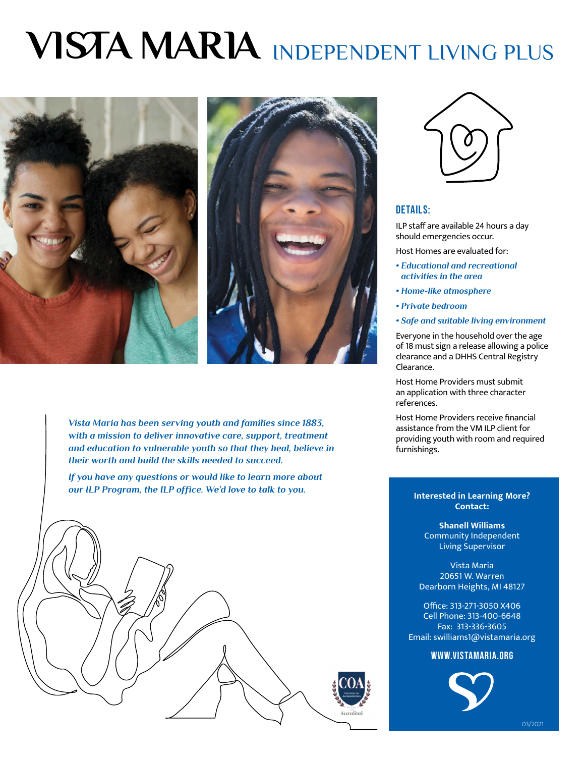# VISTA MARIA INDEPENDENT LIVING PLUS

## DETAILS:

ILP staff are available 24 hours a day should emergencies occur.

Host Homes are evaluated for:

- *Educational and recreational activities in the area*
- *Home-like atmosphere*
- *Private bedroom*
- *Safe and suitable living environment*

Everyone in the household over the age of 18 must sign a release allowing a police clearance and a DHHS Central Registry Clearance.

Host Home Providers must submit an application with three character references.

Host Home Providers receive financial assistance from the VM ILP client for providing youth with room and required furnishings.

*Vista Maria has been serving youth and families since 1883, with a mission to deliver innovative care, support, treatment and education to vulnerable youth so that they heal, believe in their worth and build the skills needed to succeed.*

*If you have any questions or would like to learn more about our ILP Program, the ILP office. We'd love to talk to you.*

**Interested in Learning More? Contact:**

**Shanell Williams**
Community Independent Living Supervisor

Vista Maria
20651 W. Warren
Dearborn Heights, MI 48127

Office: 313-271-3050 X406
Cell Phone: 313-400-6648
Fax: 313-336-3605
Email: swilliams1@vistamaria.org

**WWW.VISTAMARIA.ORG**

COA Accredited

03/2021